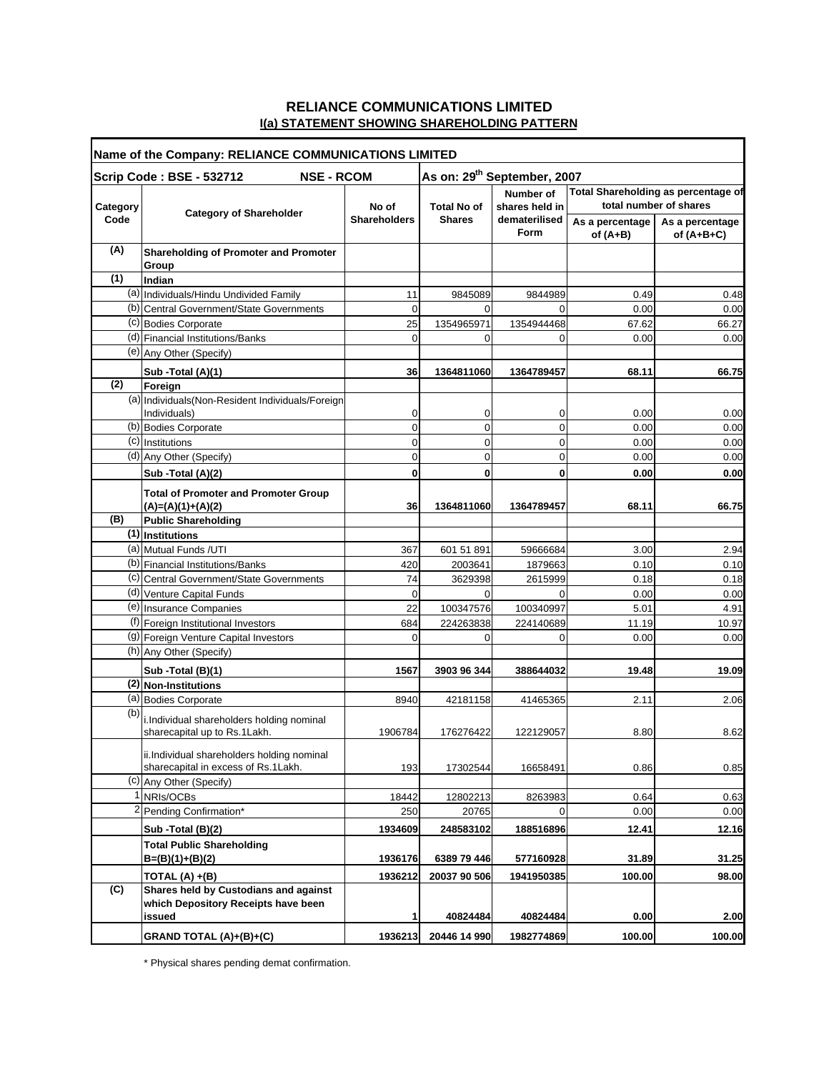# RELIANCE COMMUNICATIONS LIMITED

## I(a) STATEMENT SHOWING SHAREHOLDING PATTERN

| Name of the Company: RELIANCE COMMUNICATIONS LIMITED | | | | | | |
|---|---|---|---|---|---|---|
| **Scrip Code : BSE - 532712** | **NSE - RCOM** | | **As on: 29th September, 2007** | | | |
| **Category Code** | **Category of Shareholder** | **No of Shareholders** | **Total No of Shares** | **Number of shares held in dematerilised Form** | **Total Shareholding as percentage of total number of shares** | |
| | | | | | **As a percentage of (A+B)** | **As a percentage of (A+B+C)** |
| **(A)** | **Shareholding of Promoter and Promoter Group** | | | | | |
| **(1)** | **Indian** | | | | | |
| (a) | Individuals/Hindu Undivided Family | 11 | 9845089 | 9844989 | 0.49 | 0.48 |
| (b) | Central Government/State Governments | 0 | 0 | 0 | 0.00 | 0.00 |
| (c) | Bodies Corporate | 25 | 1354965971 | 1354944468 | 67.62 | 66.27 |
| (d) | Financial Institutions/Banks | 0 | 0 | 0 | 0.00 | 0.00 |
| (e) | Any Other (Specify) | | | | | |
| | **Sub -Total (A)(1)** | **36** | **1364811060** | **1364789457** | **68.11** | **66.75** |
| **(2)** | **Foreign** | | | | | |
| (a) | Individuals(Non-Resident Individuals/Foreign Individuals) | 0 | 0 | 0 | 0.00 | 0.00 |
| (b) | Bodies Corporate | 0 | 0 | 0 | 0.00 | 0.00 |
| (c) | Institutions | 0 | 0 | 0 | 0.00 | 0.00 |
| (d) | Any Other (Specify) | 0 | 0 | 0 | 0.00 | 0.00 |
| | **Sub -Total (A)(2)** | **0** | **0** | **0** | **0.00** | **0.00** |
| | **Total of Promoter and Promoter Group (A)=(A)(1)+(A)(2)** | **36** | **1364811060** | **1364789457** | **68.11** | **66.75** |
| **(B)** | **Public Shareholding** | | | | | |
| **(1)** | **Institutions** | | | | | |
| (a) | Mutual Funds /UTI | 367 | 601 51 891 | 59666684 | 3.00 | 2.94 |
| (b) | Financial Institutions/Banks | 420 | 2003641 | 1879663 | 0.10 | 0.10 |
| (c) | Central Government/State Governments | 74 | 3629398 | 2615999 | 0.18 | 0.18 |
| (d) | Venture Capital Funds | 0 | 0 | 0 | 0.00 | 0.00 |
| (e) | Insurance Companies | 22 | 100347576 | 100340997 | 5.01 | 4.91 |
| (f) | Foreign Institutional Investors | 684 | 224263838 | 224140689 | 11.19 | 10.97 |
| (g) | Foreign Venture Capital Investors | 0 | 0 | 0 | 0.00 | 0.00 |
| (h) | Any Other (Specify) | | | | | |
| | **Sub -Total (B)(1)** | **1567** | **3903 96 344** | **388644032** | **19.48** | **19.09** |
| **(2)** | **Non-Institutions** | | | | | |
| (a) | Bodies Corporate | 8940 | 42181158 | 41465365 | 2.11 | 2.06 |
| (b) | i.Individual shareholders holding nominal sharecapital up to Rs.1Lakh. | 1906784 | 176276422 | 122129057 | 8.80 | 8.62 |
| | ii.Individual shareholders holding nominal sharecapital in excess of Rs.1Lakh. | 193 | 17302544 | 16658491 | 0.86 | 0.85 |
| (c) | Any Other (Specify) | | | | | |
| 1 | NRIs/OCBs | 18442 | 12802213 | 8263983 | 0.64 | 0.63 |
| 2 | Pending Confirmation* | 250 | 20765 | 0 | 0.00 | 0.00 |
| | **Sub -Total (B)(2)** | **1934609** | **248583102** | **188516896** | **12.41** | **12.16** |
| | **Total Public Shareholding B=(B)(1)+(B)(2)** | **1936176** | **6389 79 446** | **577160928** | **31.89** | **31.25** |
| | **TOTAL (A) +(B)** | **1936212** | **20037 90 506** | **1941950385** | **100.00** | **98.00** |
| **(C)** | **Shares held by Custodians and against which Depository Receipts have been issued** | **1** | **40824484** | **40824484** | **0.00** | **2.00** |
| | **GRAND TOTAL (A)+(B)+(C)** | **1936213** | **20446 14 990** | **1982774869** | **100.00** | **100.00** |

\* Physical shares pending demat confirmation.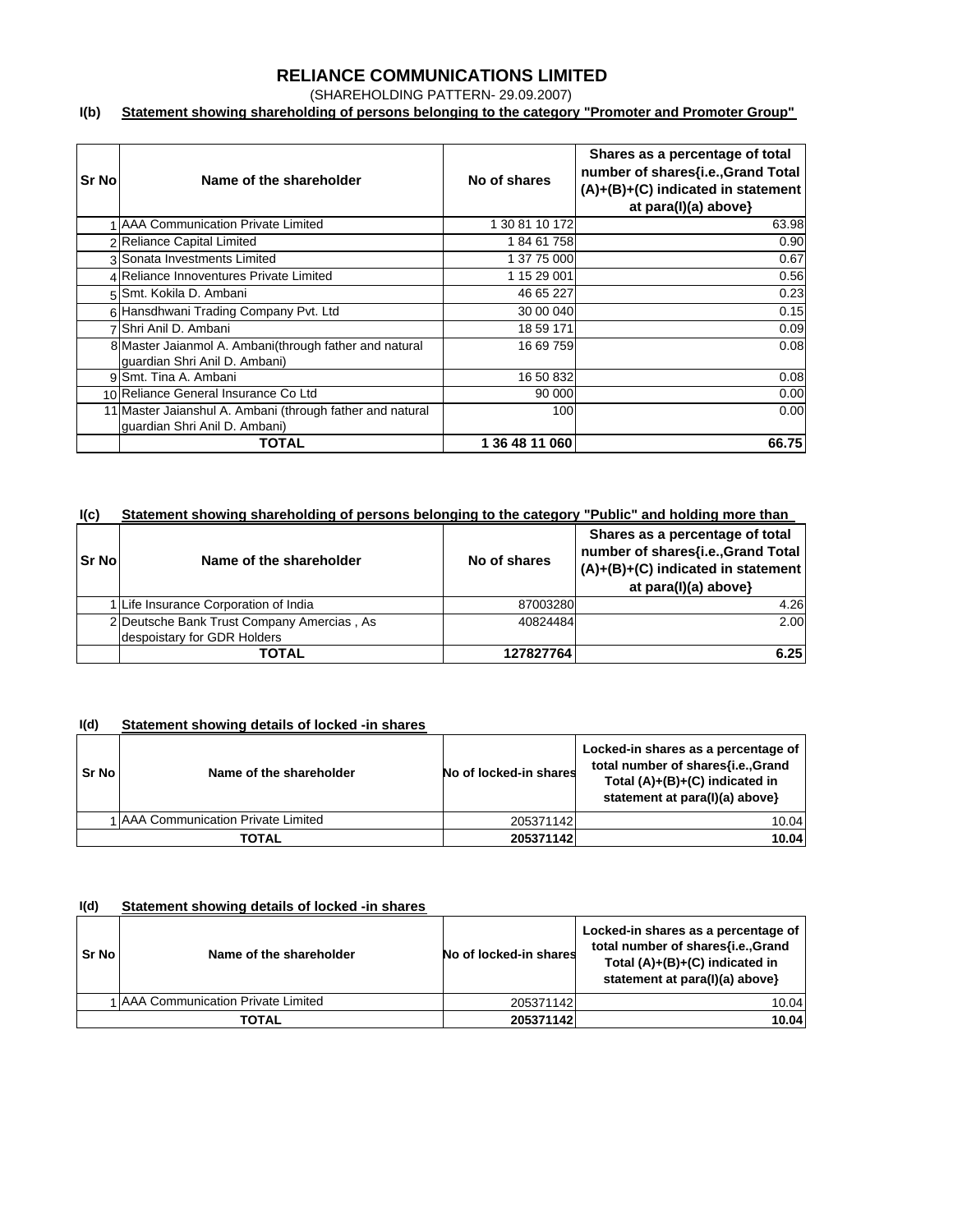# RELIANCE COMMUNICATIONS LIMITED

(SHAREHOLDING PATTERN- 29.09.2007)

## I(b) Statement showing shareholding of persons belonging to the category "Promoter and Promoter Group"

| Sr No | Name of the shareholder | No of shares | Shares as a percentage of total number of shares{i.e.,Grand Total (A)+(B)+(C) indicated in statement at para(I)(a) above} |
|---|---|---|---|
| 1 | AAA Communication Private Limited | 1 30 81 10 172 | 63.98 |
| 2 | Reliance Capital Limited | 1 84 61 758 | 0.90 |
| 3 | Sonata Investments Limited | 1 37 75 000 | 0.67 |
| 4 | Reliance Innoventures Private Limited | 1 15 29 001 | 0.56 |
| 5 | Smt. Kokila D. Ambani | 46 65 227 | 0.23 |
| 6 | Hansdhwani Trading Company Pvt. Ltd | 30 00 040 | 0.15 |
| 7 | Shri Anil D. Ambani | 18 59 171 | 0.09 |
| 8 | Master Jaianmol A. Ambani(through father and natural guardian Shri Anil D. Ambani) | 16 69 759 | 0.08 |
| 9 | Smt. Tina A. Ambani | 16 50 832 | 0.08 |
| 10 | Reliance General Insurance Co Ltd | 90 000 | 0.00 |
| 11 | Master Jaianshul A. Ambani (through father and natural guardian Shri Anil D. Ambani) | 100 | 0.00 |
| | **TOTAL** | **1 36 48 11 060** | **66.75** |

## I(c) Statement showing shareholding of persons belonging to the category "Public" and holding more than

| Sr No | Name of the shareholder | No of shares | Shares as a percentage of total number of shares{i.e.,Grand Total (A)+(B)+(C) indicated in statement at para(I)(a) above} |
|---|---|---|---|
| 1 | Life Insurance Corporation of India | 87003280 | 4.26 |
| 2 | Deutsche Bank Trust Company Amercias , As despoistary for GDR Holders | 40824484 | 2.00 |
| | **TOTAL** | **127827764** | **6.25** |

## I(d) Statement showing details of locked -in shares

| Sr No | Name of the shareholder | No of locked-in shares | Locked-in shares as a percentage of total number of shares{i.e.,Grand Total (A)+(B)+(C) indicated in statement at para(I)(a) above} |
|---|---|---|---|
| 1 | AAA Communication Private Limited | 205371142 | 10.04 |
| **TOTAL** | | **205371142** | **10.04** |

## I(d) Statement showing details of locked -in shares

| Sr No | Name of the shareholder | No of locked-in shares | Locked-in shares as a percentage of total number of shares{i.e.,Grand Total (A)+(B)+(C) indicated in statement at para(I)(a) above} |
|---|---|---|---|
| 1 | AAA Communication Private Limited | 205371142 | 10.04 |
| **TOTAL** | | **205371142** | **10.04** |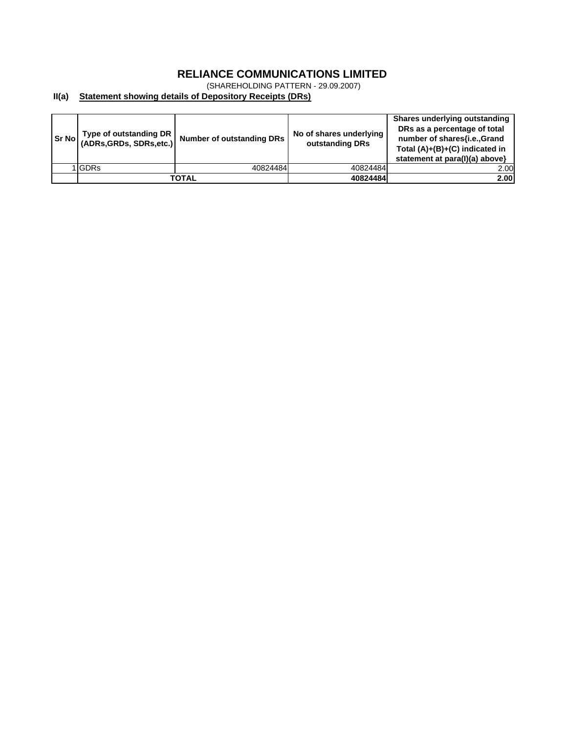# RELIANCE COMMUNICATIONS LIMITED

(SHAREHOLDING PATTERN - 29.09.2007)

**II(a) Statement showing details of Depository Receipts (DRs)**

| Sr No | Type of outstanding DR (ADRs,GRDs, SDRs,etc.) | Number of outstanding DRs | No of shares underlying outstanding DRs | Shares underlying outstanding DRs as a percentage of total number of shares{i.e.,Grand Total (A)+(B)+(C) indicated in statement at para(I)(a) above} |
|---|---|---|---|---|
| 1 | GDRs | 40824484 | 40824484 | 2.00 |
| | **TOTAL** | | **40824484** | **2.00** |